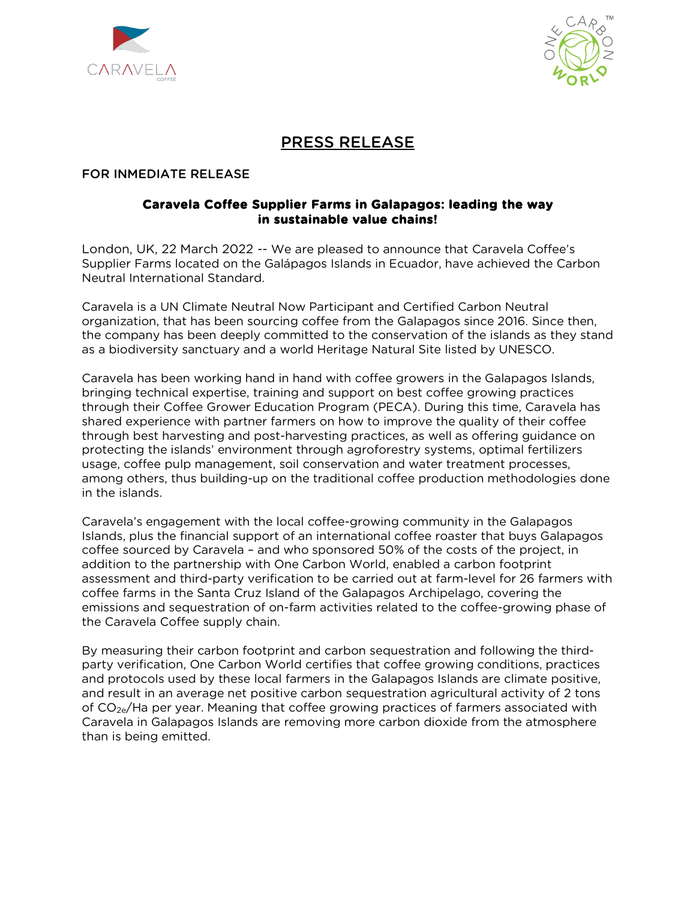# PRESS RELEASE

FOR INMEDIATE RELEASE

**Caravela Coffee Supplier Farms in Galapagos: leading the way in sustainable value chains!**

London, UK, 22 March 2022 -- We are pleased to announce that Caravela Coffee's Supplier Farms located on the Galápagos Islands in Ecuador, have achieved the Carbon Neutral International Standard.

Caravela is a UN Climate Neutral Now Participant and Certified Carbon Neutral organization, that has been sourcing coffee from the Galapagos since 2016. Since then, the company has been deeply committed to the conservation of the islands as they stand as a biodiversity sanctuary and a world Heritage Natural Site listed by UNESCO.

Caravela has been working hand in hand with coffee growers in the Galapagos Islands, bringing technical expertise, training and support on best coffee growing practices through their Coffee Grower Education Program (PECA). During this time, Caravela has shared experience with partner farmers on how to improve the quality of their coffee through best harvesting and post-harvesting practices, as well as offering guidance on protecting the islands' environment through agroforestry systems, optimal fertilizers usage, coffee pulp management, soil conservation and water treatment processes, among others, thus building-up on the traditional coffee production methodologies done in the islands.

Caravela's engagement with the local coffee-growing community in the Galapagos Islands, plus the financial support of an international coffee roaster that buys Galapagos coffee sourced by Caravela – and who sponsored 50% of the costs of the project, in addition to the partnership with One Carbon World, enabled a carbon footprint assessment and third-party verification to be carried out at farm-level for 26 farmers with coffee farms in the Santa Cruz Island of the Galapagos Archipelago, covering the emissions and sequestration of on-farm activities related to the coffee-growing phase of the Caravela Coffee supply chain.

By measuring their carbon footprint and carbon sequestration and following the third-party verification, One Carbon World certifies that coffee growing conditions, practices and protocols used by these local farmers in the Galapagos Islands are climate positive, and result in an average net positive carbon sequestration agricultural activity of 2 tons of $CO_{2e}$/Ha per year. Meaning that coffee growing practices of farmers associated with Caravela in Galapagos Islands are removing more carbon dioxide from the atmosphere than is being emitted.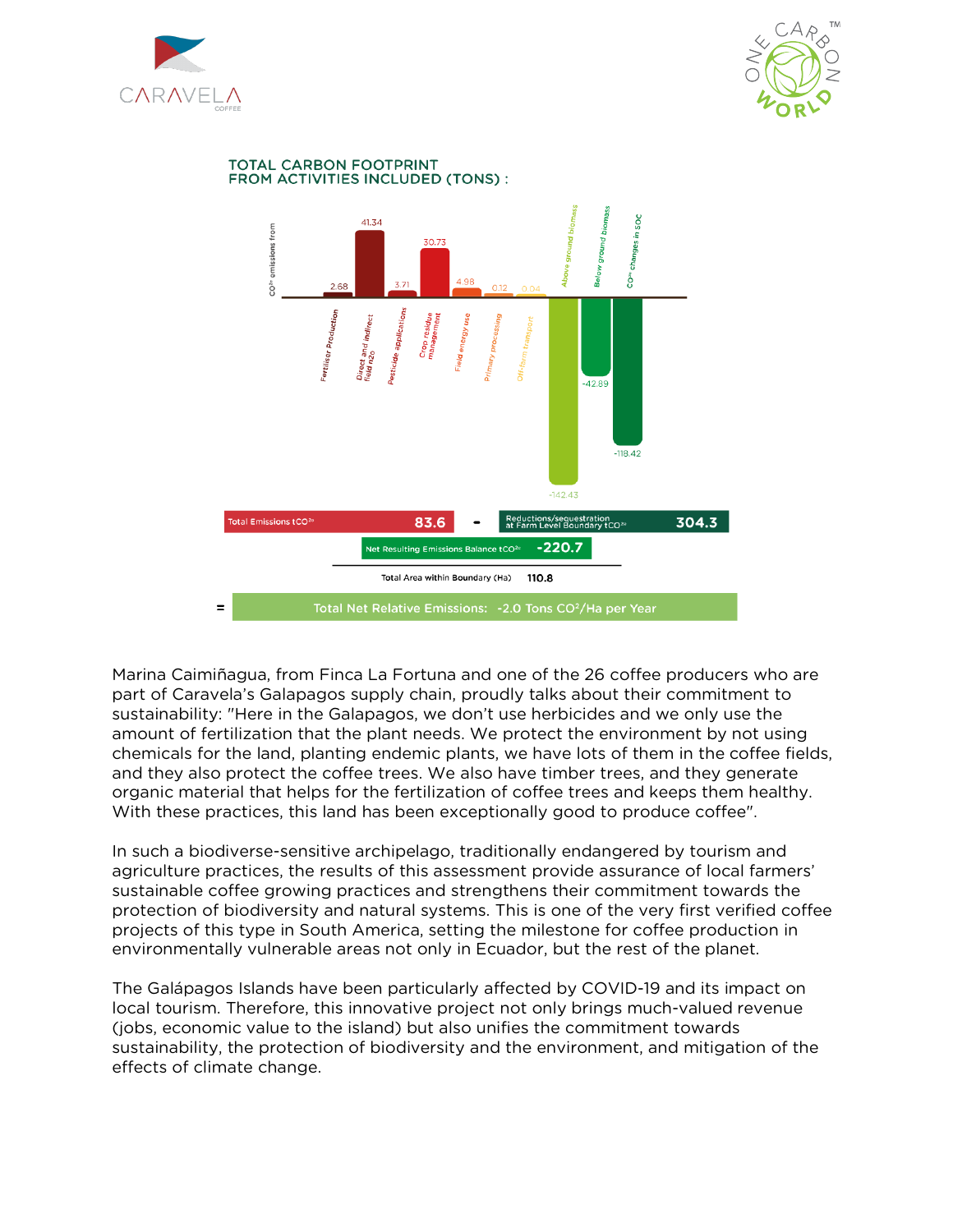## TOTAL CARBON FOOTPRINT FROM ACTIVITIES INCLUDED (TONS) :

| Activity | $CO_2$ emissions (t) |
|---|---|
| Fertiliser Production | 2.68 |
| Direct and indirect field n2o | 41.34 |
| Pesticide applications | 3.71 |
| Crop residue management | 30.73 |
| Field energy use | 4.98 |
| Primary processing | 0.12 |
| Off-farm transport | 0.04 |
| Above ground biomass | -142.43 |
| Below ground biomass | -42.89 |
| $CO_2$ changes in SOC | -118.42 |

| | |
|---|---|
| Total Emissions $tCO_2$ | 83.6 |
| - Reductions/sequestration at Farm Level Boundary $tCO_2$ | 304.3 |
| Net Resulting Emissions Balance $tCO_2$ | -220.7 |
| Total Area within Boundary (Ha) | 110.8 |

= **Total Net Relative Emissions: -2.0 Tons $CO_2$/Ha per Year**

Marina Caimiñagua, from Finca La Fortuna and one of the 26 coffee producers who are part of Caravela's Galapagos supply chain, proudly talks about their commitment to sustainability: "Here in the Galapagos, we don't use herbicides and we only use the amount of fertilization that the plant needs. We protect the environment by not using chemicals for the land, planting endemic plants, we have lots of them in the coffee fields, and they also protect the coffee trees. We also have timber trees, and they generate organic material that helps for the fertilization of coffee trees and keeps them healthy. With these practices, this land has been exceptionally good to produce coffee".

In such a biodiverse-sensitive archipelago, traditionally endangered by tourism and agriculture practices, the results of this assessment provide assurance of local farmers' sustainable coffee growing practices and strengthens their commitment towards the protection of biodiversity and natural systems. This is one of the very first verified coffee projects of this type in South America, setting the milestone for coffee production in environmentally vulnerable areas not only in Ecuador, but the rest of the planet.

The Galápagos Islands have been particularly affected by COVID-19 and its impact on local tourism. Therefore, this innovative project not only brings much-valued revenue (jobs, economic value to the island) but also unifies the commitment towards sustainability, the protection of biodiversity and the environment, and mitigation of the effects of climate change.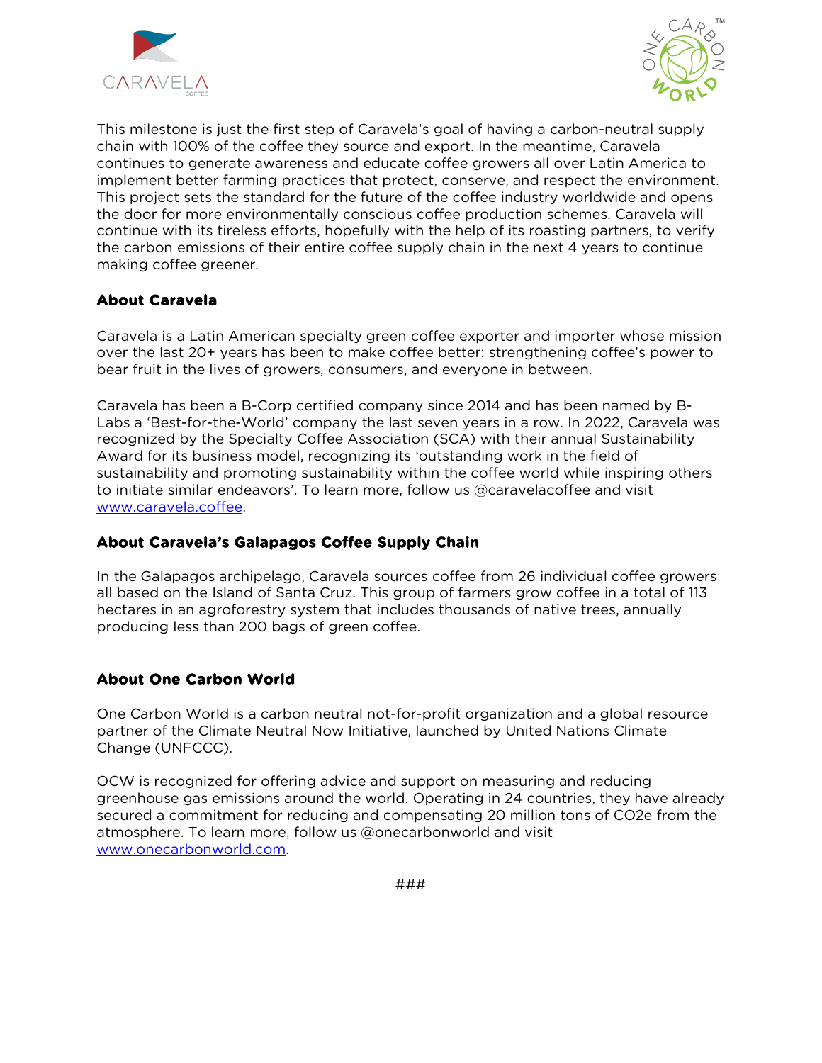This milestone is just the first step of Caravela's goal of having a carbon-neutral supply chain with 100% of the coffee they source and export. In the meantime, Caravela continues to generate awareness and educate coffee growers all over Latin America to implement better farming practices that protect, conserve, and respect the environment. This project sets the standard for the future of the coffee industry worldwide and opens the door for more environmentally conscious coffee production schemes. Caravela will continue with its tireless efforts, hopefully with the help of its roasting partners, to verify the carbon emissions of their entire coffee supply chain in the next 4 years to continue making coffee greener.

## About Caravela

Caravela is a Latin American specialty green coffee exporter and importer whose mission over the last 20+ years has been to make coffee better: strengthening coffee's power to bear fruit in the lives of growers, consumers, and everyone in between.

Caravela has been a B-Corp certified company since 2014 and has been named by B-Labs a 'Best-for-the-World' company the last seven years in a row. In 2022, Caravela was recognized by the Specialty Coffee Association (SCA) with their annual Sustainability Award for its business model, recognizing its 'outstanding work in the field of sustainability and promoting sustainability within the coffee world while inspiring others to initiate similar endeavors'. To learn more, follow us @caravelacoffee and visit [www.caravela.coffee](http://www.caravela.coffee).

## About Caravela's Galapagos Coffee Supply Chain

In the Galapagos archipelago, Caravela sources coffee from 26 individual coffee growers all based on the Island of Santa Cruz. This group of farmers grow coffee in a total of 113 hectares in an agroforestry system that includes thousands of native trees, annually producing less than 200 bags of green coffee.

## About One Carbon World

One Carbon World is a carbon neutral not-for-profit organization and a global resource partner of the Climate Neutral Now Initiative, launched by United Nations Climate Change (UNFCCC).

OCW is recognized for offering advice and support on measuring and reducing greenhouse gas emissions around the world. Operating in 24 countries, they have already secured a commitment for reducing and compensating 20 million tons of $CO_2e$ from the atmosphere. To learn more, follow us @onecarbonworld and visit [www.onecarbonworld.com](http://www.onecarbonworld.com).

###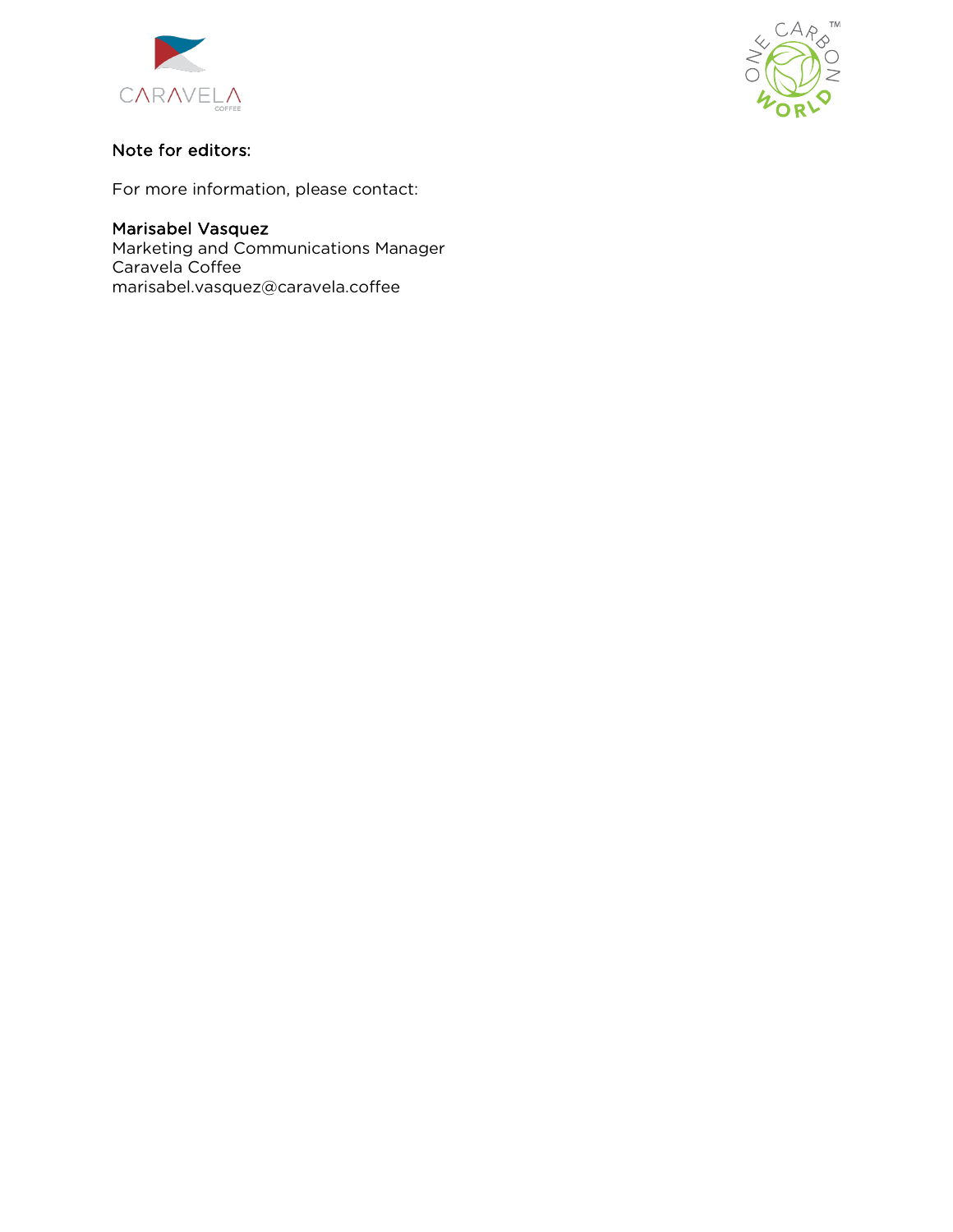Note for editors:

For more information, please contact:

Marisabel Vasquez
Marketing and Communications Manager
Caravela Coffee
marisabel.vasquez@caravela.coffee